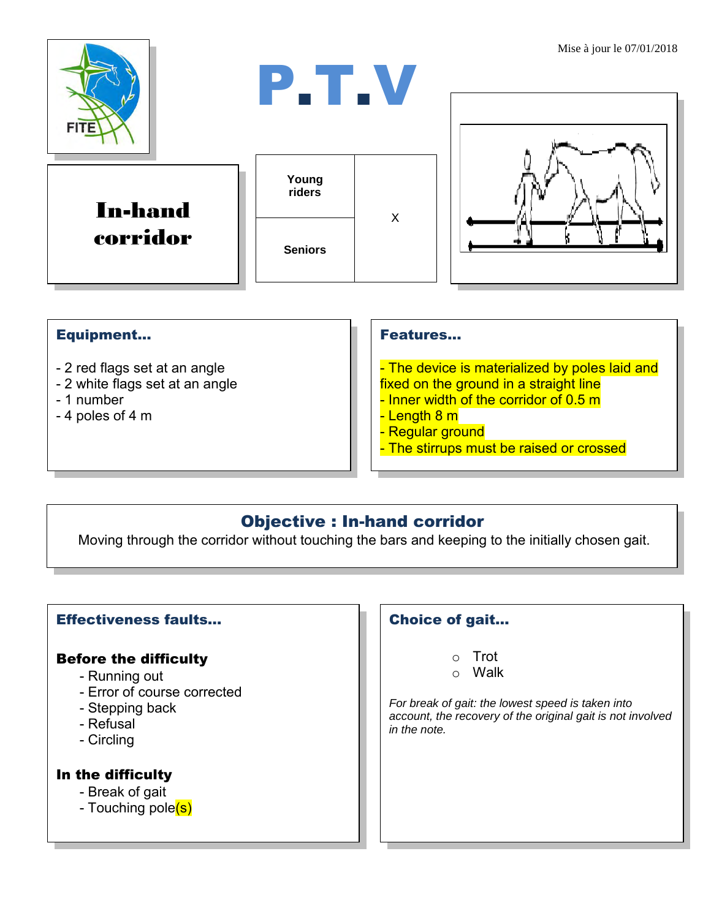Mise à jour le 07/01/2018

# P.T.V

## In-hand corridor

| Young riders | X |
|---|---|
| Seniors | |

### Equipment...

- 2 red flags set at an angle
- 2 white flags set at an angle
- 1 number
- 4 poles of 4 m

### Features...

- The device is materialized by poles laid and fixed on the ground in a straight line
- Inner width of the corridor of 0.5 m
- Length 8 m
- Regular ground
- The stirrups must be raised or crossed

### Objective : In-hand corridor

Moving through the corridor without touching the bars and keeping to the initially chosen gait.

### Effectiveness faults...

**Before the difficulty**

- Running out
- Error of course corrected
- Stepping back
- Refusal
- Circling

**In the difficulty**

- Break of gait
- Touching pole(s)

### Choice of gait...

- Trot
- Walk

*For break of gait: the lowest speed is taken into account, the recovery of the original gait is not involved in the note.*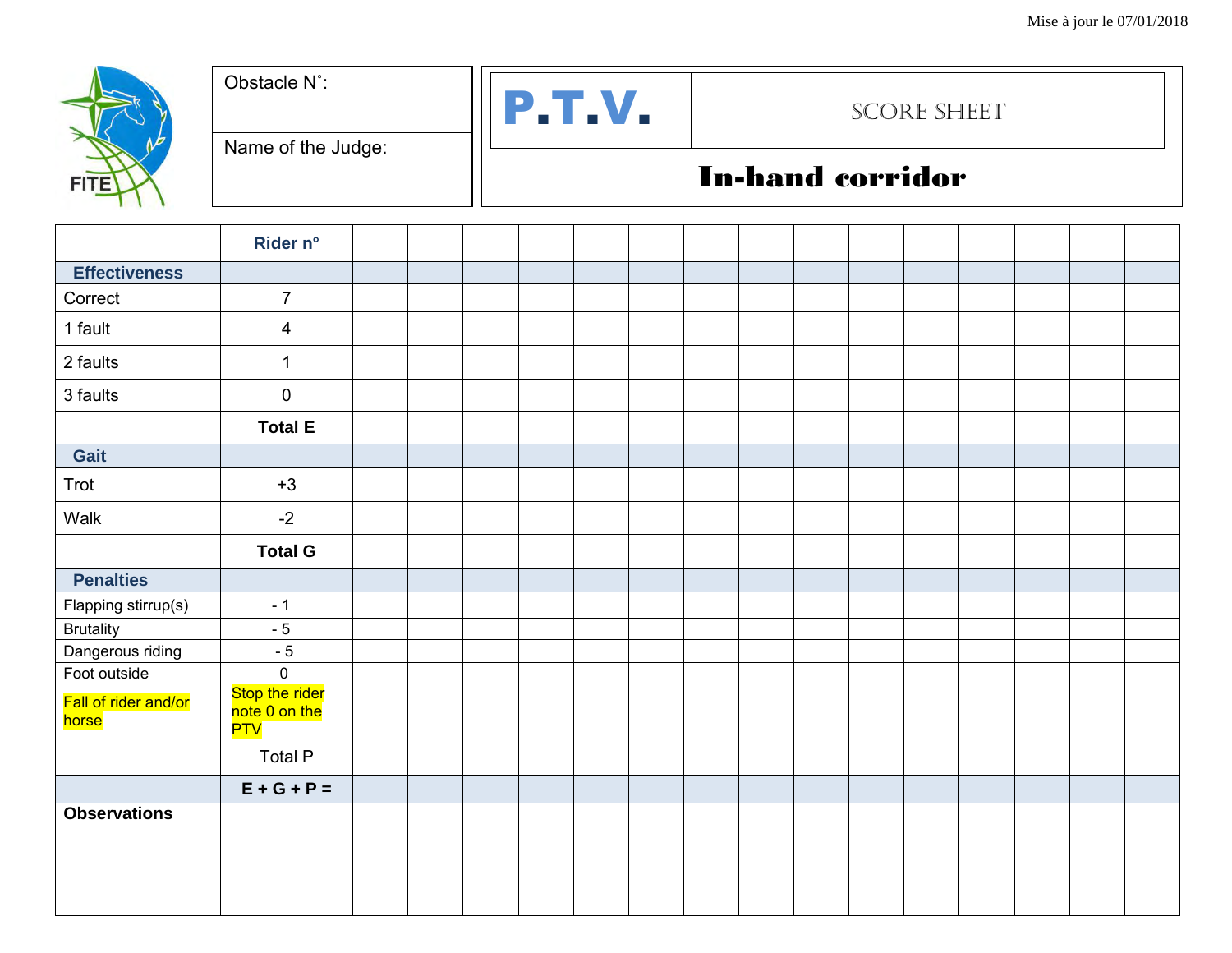Mise à jour le 07/01/2018

Obstacle N°:

Name of the Judge:

**P.T.V.** SCORE SHEET

# In-hand corridor

| | Rider n° | | | | | | | | | | | | | | | |
|---|---|---|---|---|---|---|---|---|---|---|---|---|---|---|---|---|
| **Effectiveness** | | | | | | | | | | | | | | | | |
| Correct | 7 | | | | | | | | | | | | | | | |
| 1 fault | 4 | | | | | | | | | | | | | | | |
| 2 faults | 1 | | | | | | | | | | | | | | | |
| 3 faults | 0 | | | | | | | | | | | | | | | |
| | **Total E** | | | | | | | | | | | | | | | |
| **Gait** | | | | | | | | | | | | | | | | |
| Trot | +3 | | | | | | | | | | | | | | | |
| Walk | -2 | | | | | | | | | | | | | | | |
| | **Total G** | | | | | | | | | | | | | | | |
| **Penalties** | | | | | | | | | | | | | | | | |
| Flapping stirrup(s) | - 1 | | | | | | | | | | | | | | | |
| Brutality | - 5 | | | | | | | | | | | | | | | |
| Dangerous riding | - 5 | | | | | | | | | | | | | | | |
| Foot outside | 0 | | | | | | | | | | | | | | | |
| Fall of rider and/or horse | Stop the rider note 0 on the PTV | | | | | | | | | | | | | | | |
| | Total P | | | | | | | | | | | | | | | |
| | **E + G + P =** | | | | | | | | | | | | | | | |
| **Observations** | | | | | | | | | | | | | | | | |